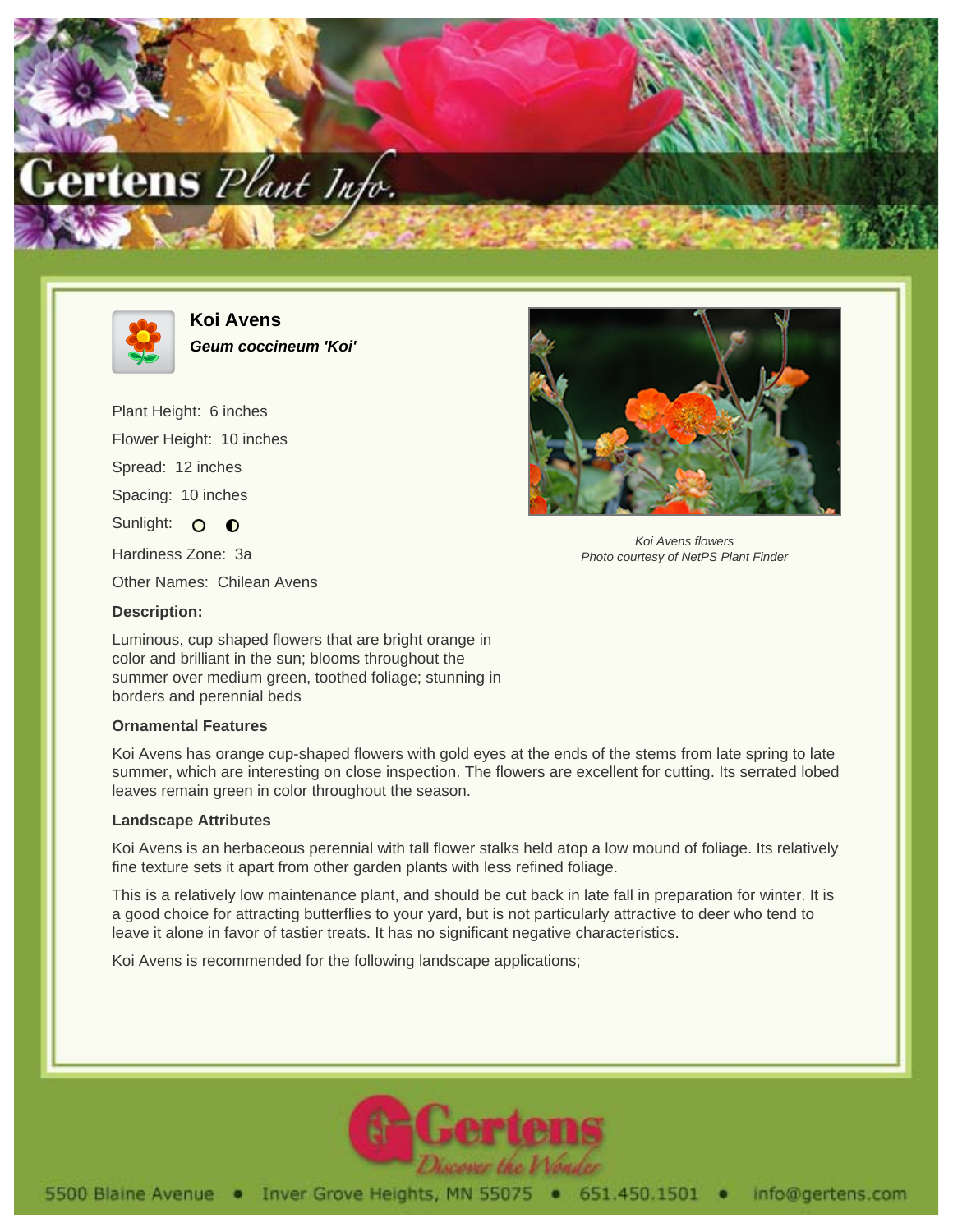# Koi Avens

***Geum coccineum 'Koi'***

Plant Height: 6 inches

Flower Height: 10 inches

Spread: 12 inches

Spacing: 10 inches

Sunlight: ○ ◐

Hardiness Zone: 3a

Other Names: Chilean Avens

Koi Avens flowers
Photo courtesy of NetPS Plant Finder

### Description:

Luminous, cup shaped flowers that are bright orange in color and brilliant in the sun; blooms throughout the summer over medium green, toothed foliage; stunning in borders and perennial beds

### Ornamental Features

Koi Avens has orange cup-shaped flowers with gold eyes at the ends of the stems from late spring to late summer, which are interesting on close inspection. The flowers are excellent for cutting. Its serrated lobed leaves remain green in color throughout the season.

### Landscape Attributes

Koi Avens is an herbaceous perennial with tall flower stalks held atop a low mound of foliage. Its relatively fine texture sets it apart from other garden plants with less refined foliage.

This is a relatively low maintenance plant, and should be cut back in late fall in preparation for winter. It is a good choice for attracting butterflies to your yard, but is not particularly attractive to deer who tend to leave it alone in favor of tastier treats. It has no significant negative characteristics.

Koi Avens is recommended for the following landscape applications;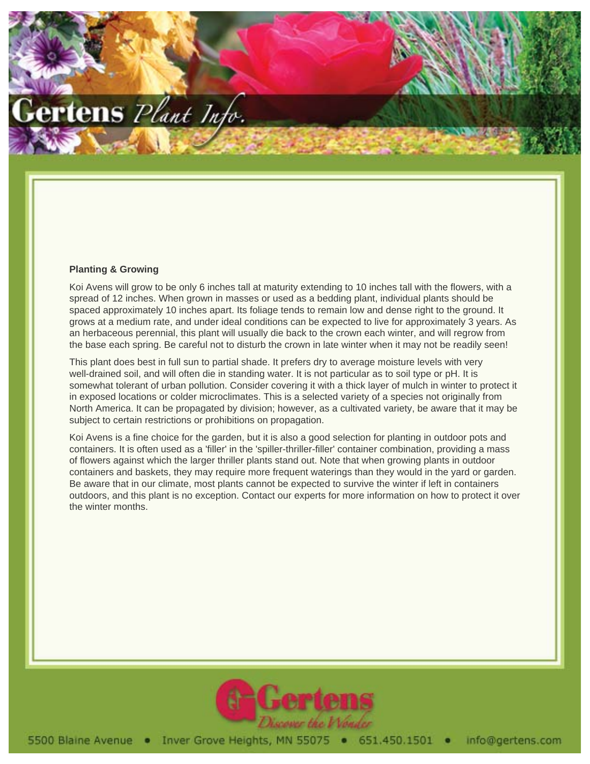**Planting & Growing**

Koi Avens will grow to be only 6 inches tall at maturity extending to 10 inches tall with the flowers, with a spread of 12 inches. When grown in masses or used as a bedding plant, individual plants should be spaced approximately 10 inches apart. Its foliage tends to remain low and dense right to the ground. It grows at a medium rate, and under ideal conditions can be expected to live for approximately 3 years. As an herbaceous perennial, this plant will usually die back to the crown each winter, and will regrow from the base each spring. Be careful not to disturb the crown in late winter when it may not be readily seen!

This plant does best in full sun to partial shade. It prefers dry to average moisture levels with very well-drained soil, and will often die in standing water. It is not particular as to soil type or pH. It is somewhat tolerant of urban pollution. Consider covering it with a thick layer of mulch in winter to protect it in exposed locations or colder microclimates. This is a selected variety of a species not originally from North America. It can be propagated by division; however, as a cultivated variety, be aware that it may be subject to certain restrictions or prohibitions on propagation.

Koi Avens is a fine choice for the garden, but it is also a good selection for planting in outdoor pots and containers. It is often used as a 'filler' in the 'spiller-thriller-filler' container combination, providing a mass of flowers against which the larger thriller plants stand out. Note that when growing plants in outdoor containers and baskets, they may require more frequent waterings than they would in the yard or garden. Be aware that in our climate, most plants cannot be expected to survive the winter if left in containers outdoors, and this plant is no exception. Contact our experts for more information on how to protect it over the winter months.